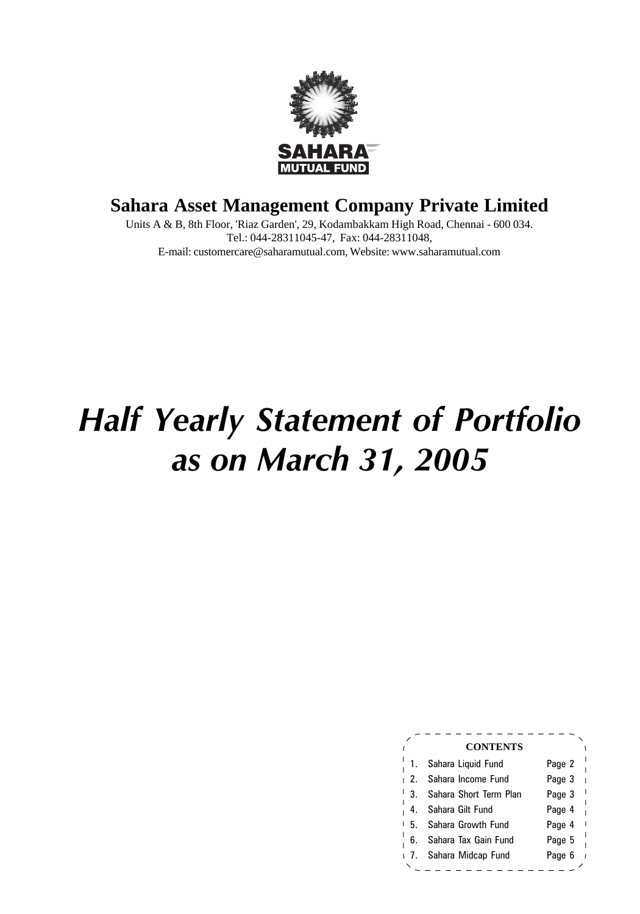SAHARA
MUTUAL FUND

# Sahara Asset Management Company Private Limited

Units A & B, 8th Floor, 'Riaz Garden', 29, Kodambakkam High Road, Chennai - 600 034.
Tel.: 044-28311045-47, Fax: 044-28311048,
E-mail: customercare@saharamutual.com, Website: www.saharamutual.com

# *Half Yearly Statement of Portfolio as on March 31, 2005*

**CONTENTS**

| | | |
|---|---|---|
| 1. | Sahara Liquid Fund | Page 2 |
| 2. | Sahara Income Fund | Page 3 |
| 3. | Sahara Short Term Plan | Page 3 |
| 4. | Sahara Gilt Fund | Page 4 |
| 5. | Sahara Growth Fund | Page 4 |
| 6. | Sahara Tax Gain Fund | Page 5 |
| 7. | Sahara Midcap Fund | Page 6 |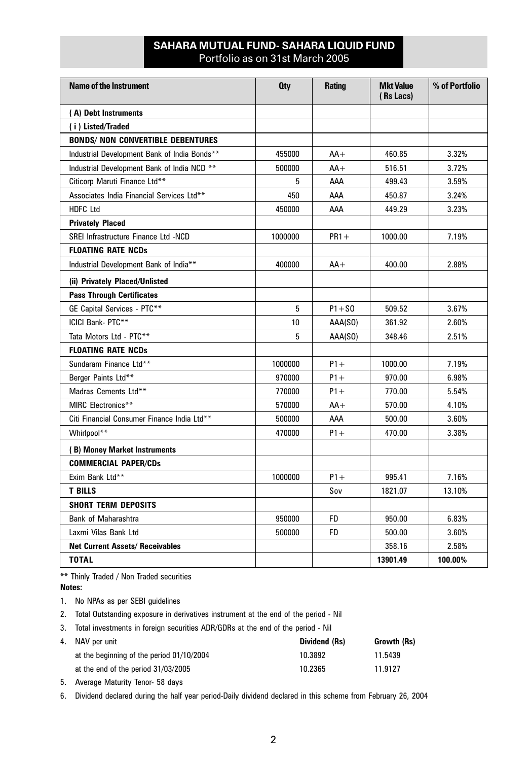## SAHARA MUTUAL FUND- SAHARA LIQUID FUND
Portfolio as on 31st March 2005

| Name of the Instrument | Qty | Rating | Mkt Value ( Rs Lacs) | % of Portfolio |
|---|---|---|---|---|
| **( A) Debt Instruments** | | | | |
| **( i ) Listed/Traded** | | | | |
| **BONDS/ NON CONVERTIBLE DEBENTURES** | | | | |
| Industrial Development Bank of India Bonds** | 455000 | AA+ | 460.85 | 3.32% |
| Industrial Development Bank of India NCD ** | 500000 | AA+ | 516.51 | 3.72% |
| Citicorp Maruti Finance Ltd** | 5 | AAA | 499.43 | 3.59% |
| Associates India Financial Services Ltd** | 450 | AAA | 450.87 | 3.24% |
| HDFC Ltd | 450000 | AAA | 449.29 | 3.23% |
| **Privately Placed** | | | | |
| SREI Infrastructure Finance Ltd -NCD | 1000000 | PR1+ | 1000.00 | 7.19% |
| **FLOATING RATE NCDs** | | | | |
| Industrial Development Bank of India** | 400000 | AA+ | 400.00 | 2.88% |
| **(ii) Privately Placed/Unlisted** | | | | |
| **Pass Through Certificates** | | | | |
| GE Capital Services - PTC** | 5 | P1+SO | 509.52 | 3.67% |
| ICICI Bank- PTC** | 10 | AAA(SO) | 361.92 | 2.60% |
| Tata Motors Ltd - PTC** | 5 | AAA(SO) | 348.46 | 2.51% |
| **FLOATING RATE NCDs** | | | | |
| Sundaram Finance Ltd** | 1000000 | P1+ | 1000.00 | 7.19% |
| Berger Paints Ltd** | 970000 | P1+ | 970.00 | 6.98% |
| Madras Cements Ltd** | 770000 | P1+ | 770.00 | 5.54% |
| MIRC Electronics** | 570000 | AA+ | 570.00 | 4.10% |
| Citi Financial Consumer Finance India Ltd** | 500000 | AAA | 500.00 | 3.60% |
| Whirlpool** | 470000 | P1+ | 470.00 | 3.38% |
| **( B) Money Market Instruments** | | | | |
| **COMMERCIAL PAPER/CDs** | | | | |
| Exim Bank Ltd** | 1000000 | P1+ | 995.41 | 7.16% |
| **T BILLS** | | Sov | 1821.07 | 13.10% |
| **SHORT TERM DEPOSITS** | | | | |
| Bank of Maharashtra | 950000 | FD | 950.00 | 6.83% |
| Laxmi Vilas Bank Ltd | 500000 | FD | 500.00 | 3.60% |
| **Net Current Assets/ Receivables** | | | 358.16 | 2.58% |
| **TOTAL** | | | **13901.49** | **100.00%** |

** Thinly Traded / Non Traded securities

**Notes:**

1. No NPAs as per SEBI guidelines
2. Total Outstanding exposure in derivatives instrument at the end of the period - Nil
3. Total investments in foreign securities ADR/GDRs at the end of the period - Nil
4. NAV per unit

| | Dividend (Rs) | Growth (Rs) |
|---|---|---|
| at the beginning of the period 01/10/2004 | 10.3892 | 11.5439 |
| at the end of the period 31/03/2005 | 10.2365 | 11.9127 |

5. Average Maturity Tenor- 58 days
6. Dividend declared during the half year period-Daily dividend declared in this scheme from February 26, 2004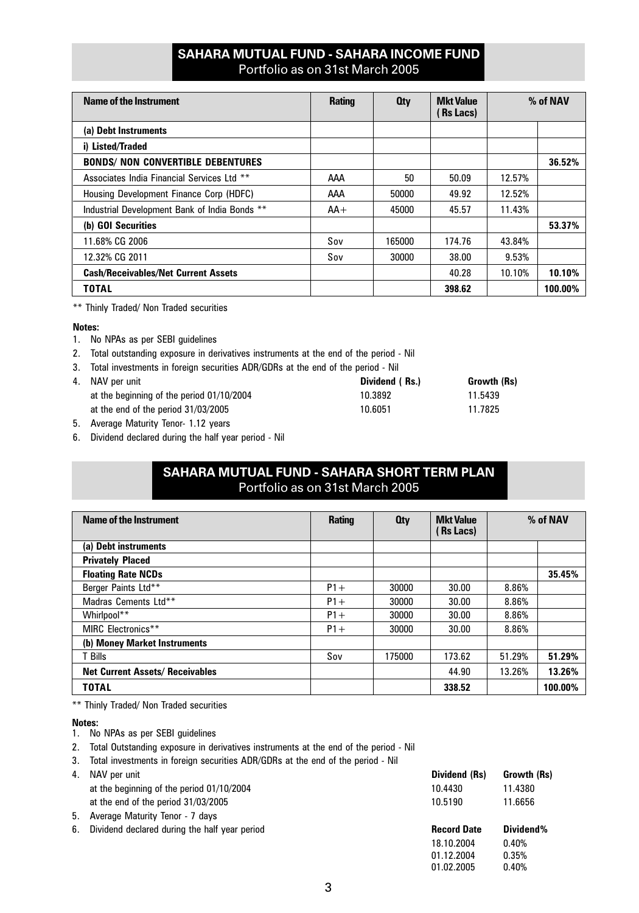## SAHARA MUTUAL FUND - SAHARA INCOME FUND
Portfolio as on 31st March 2005

| Name of the Instrument | Rating | Qty | Mkt Value (Rs Lacs) | % of NAV | |
|---|---|---|---|---|---|
| **(a) Debt Instruments** | | | | | |
| **i) Listed/Traded** | | | | | |
| **BONDS/ NON CONVERTIBLE DEBENTURES** | | | | | **36.52%** |
| Associates India Financial Services Ltd ** | AAA | 50 | 50.09 | 12.57% | |
| Housing Development Finance Corp (HDFC) | AAA | 50000 | 49.92 | 12.52% | |
| Industrial Development Bank of India Bonds ** | AA+ | 45000 | 45.57 | 11.43% | |
| **(b) GOI Securities** | | | | | **53.37%** |
| 11.68% CG 2006 | Sov | 165000 | 174.76 | 43.84% | |
| 12.32% CG 2011 | Sov | 30000 | 38.00 | 9.53% | |
| **Cash/Receivables/Net Current Assets** | | | 40.28 | 10.10% | **10.10%** |
| **TOTAL** | | | **398.62** | | **100.00%** |

** Thinly Traded/ Non Traded securities

**Notes:**

1. No NPAs as per SEBI guidelines
2. Total outstanding exposure in derivatives instruments at the end of the period - Nil
3. Total investments in foreign securities ADR/GDRs at the end of the period - Nil
4. NAV per unit

| | Dividend ( Rs.) | Growth (Rs) |
|---|---|---|
| at the beginning of the period 01/10/2004 | 10.3892 | 11.5439 |
| at the end of the period 31/03/2005 | 10.6051 | 11.7825 |

5. Average Maturity Tenor- 1.12 years
6. Dividend declared during the half year period - Nil

## SAHARA MUTUAL FUND - SAHARA SHORT TERM PLAN
Portfolio as on 31st March 2005

| Name of the Instrument | Rating | Qty | Mkt Value (Rs Lacs) | % of NAV | |
|---|---|---|---|---|---|
| **(a) Debt instruments** | | | | | |
| **Privately Placed** | | | | | |
| **Floating Rate NCDs** | | | | | **35.45%** |
| Berger Paints Ltd** | P1+ | 30000 | 30.00 | 8.86% | |
| Madras Cements Ltd** | P1+ | 30000 | 30.00 | 8.86% | |
| Whirlpool** | P1+ | 30000 | 30.00 | 8.86% | |
| MIRC Electronics** | P1+ | 30000 | 30.00 | 8.86% | |
| **(b) Money Market Instruments** | | | | | |
| T Bills | Sov | 175000 | 173.62 | 51.29% | **51.29%** |
| **Net Current Assets/ Receivables** | | | 44.90 | 13.26% | **13.26%** |
| **TOTAL** | | | **338.52** | | **100.00%** |

** Thinly Traded/ Non Traded securities

**Notes:**

1. No NPAs as per SEBI guidelines
2. Total Outstanding exposure in derivatives instruments at the end of the period - Nil
3. Total investments in foreign securities ADR/GDRs at the end of the period - Nil
4. NAV per unit

| | Dividend (Rs) | Growth (Rs) |
|---|---|---|
| at the beginning of the period 01/10/2004 | 10.4430 | 11.4380 |
| at the end of the period 31/03/2005 | 10.5190 | 11.6656 |

5. Average Maturity Tenor - 7 days
6. Dividend declared during the half year period

| Record Date | Dividend% |
|---|---|
| 18.10.2004 | 0.40% |
| 01.12.2004 | 0.35% |
| 01.02.2005 | 0.40% |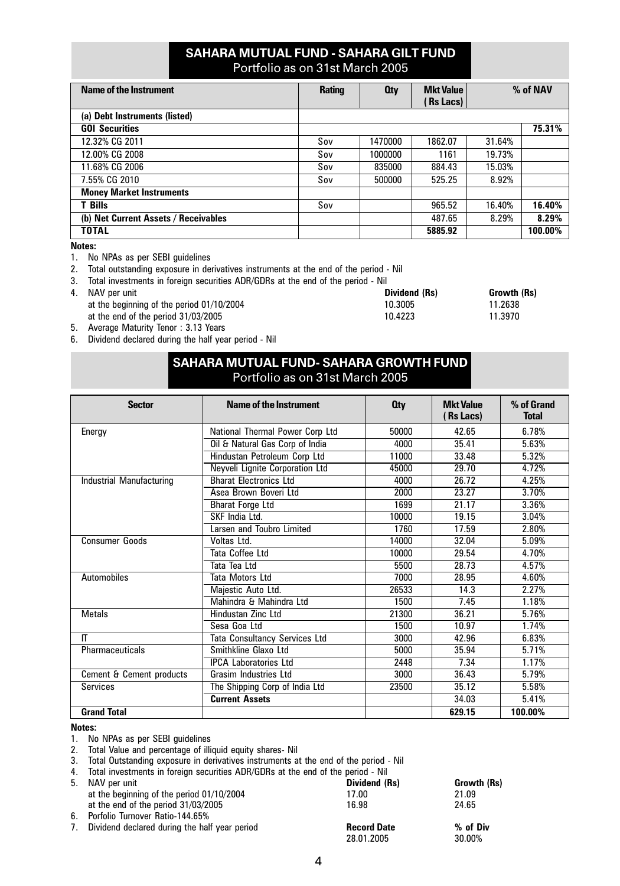## SAHARA MUTUAL FUND - SAHARA GILT FUND
Portfolio as on 31st March 2005

| Name of the Instrument | Rating | Qty | Mkt Value (Rs Lacs) | % of NAV | |
|---|---|---|---|---|---|
| **(a) Debt Instruments (listed)** | | | | | |
| **GOI Securities** | | | | | **75.31%** |
| 12.32% CG 2011 | Sov | 1470000 | 1862.07 | 31.64% | |
| 12.00% CG 2008 | Sov | 1000000 | 1161 | 19.73% | |
| 11.68% CG 2006 | Sov | 835000 | 884.43 | 15.03% | |
| 7.55% CG 2010 | Sov | 500000 | 525.25 | 8.92% | |
| **Money Market Instruments** | | | | | |
| **T Bills** | Sov | | 965.52 | 16.40% | **16.40%** |
| **(b) Net Current Assets / Receivables** | | | 487.65 | 8.29% | **8.29%** |
| **TOTAL** | | | **5885.92** | | **100.00%** |

**Notes:**

1. No NPAs as per SEBI guidelines
2. Total outstanding exposure in derivatives instruments at the end of the period - Nil
3. Total investments in foreign securities ADR/GDRs at the end of the period - Nil
4. NAV per unit

| | Dividend (Rs) | Growth (Rs) |
|---|---|---|
| at the beginning of the period 01/10/2004 | 10.3005 | 11.2638 |
| at the end of the period 31/03/2005 | 10.4223 | 11.3970 |

5. Average Maturity Tenor : 3.13 Years
6. Dividend declared during the half year period - Nil

## SAHARA MUTUAL FUND- SAHARA GROWTH FUND
Portfolio as on 31st March 2005

| Sector | Name of the Instrument | Qty | Mkt Value (Rs Lacs) | % of Grand Total |
|---|---|---|---|---|
| Energy | National Thermal Power Corp Ltd | 50000 | 42.65 | 6.78% |
| | Oil & Natural Gas Corp of India | 4000 | 35.41 | 5.63% |
| | Hindustan Petroleum Corp Ltd | 11000 | 33.48 | 5.32% |
| | Neyveli Lignite Corporation Ltd | 45000 | 29.70 | 4.72% |
| Industrial Manufacturing | Bharat Electronics Ltd | 4000 | 26.72 | 4.25% |
| | Asea Brown Boveri Ltd | 2000 | 23.27 | 3.70% |
| | Bharat Forge Ltd | 1699 | 21.17 | 3.36% |
| | SKF India Ltd. | 10000 | 19.15 | 3.04% |
| | Larsen and Toubro Limited | 1760 | 17.59 | 2.80% |
| Consumer Goods | Voltas Ltd. | 14000 | 32.04 | 5.09% |
| | Tata Coffee Ltd | 10000 | 29.54 | 4.70% |
| | Tata Tea Ltd | 5500 | 28.73 | 4.57% |
| Automobiles | Tata Motors Ltd | 7000 | 28.95 | 4.60% |
| | Majestic Auto Ltd. | 26533 | 14.3 | 2.27% |
| | Mahindra & Mahindra Ltd | 1500 | 7.45 | 1.18% |
| Metals | Hindustan Zinc Ltd | 21300 | 36.21 | 5.76% |
| | Sesa Goa Ltd | 1500 | 10.97 | 1.74% |
| IT | Tata Consultancy Services Ltd | 3000 | 42.96 | 6.83% |
| Pharmaceuticals | Smithkline Glaxo Ltd | 5000 | 35.94 | 5.71% |
| | IPCA Laboratories Ltd | 2448 | 7.34 | 1.17% |
| Cement & Cement products | Grasim Industries Ltd | 3000 | 36.43 | 5.79% |
| Services | The Shipping Corp of India Ltd | 23500 | 35.12 | 5.58% |
| | **Current Assets** | | 34.03 | 5.41% |
| **Grand Total** | | | **629.15** | **100.00%** |

**Notes:**

1. No NPAs as per SEBI guidelines
2. Total Value and percentage of illiquid equity shares- Nil
3. Total Outstanding exposure in derivatives instruments at the end of the period - Nil
4. Total investments in foreign securities ADR/GDRs at the end of the period - Nil
5. NAV per unit

| | Dividend (Rs) | Growth (Rs) |
|---|---|---|
| at the beginning of the period 01/10/2004 | 17.00 | 21.09 |
| at the end of the period 31/03/2005 | 16.98 | 24.65 |

6. Porfolio Turnover Ratio-144.65%
7. Dividend declared during the half year period

| Record Date | % of Div |
|---|---|
| 28.01.2005 | 30.00% |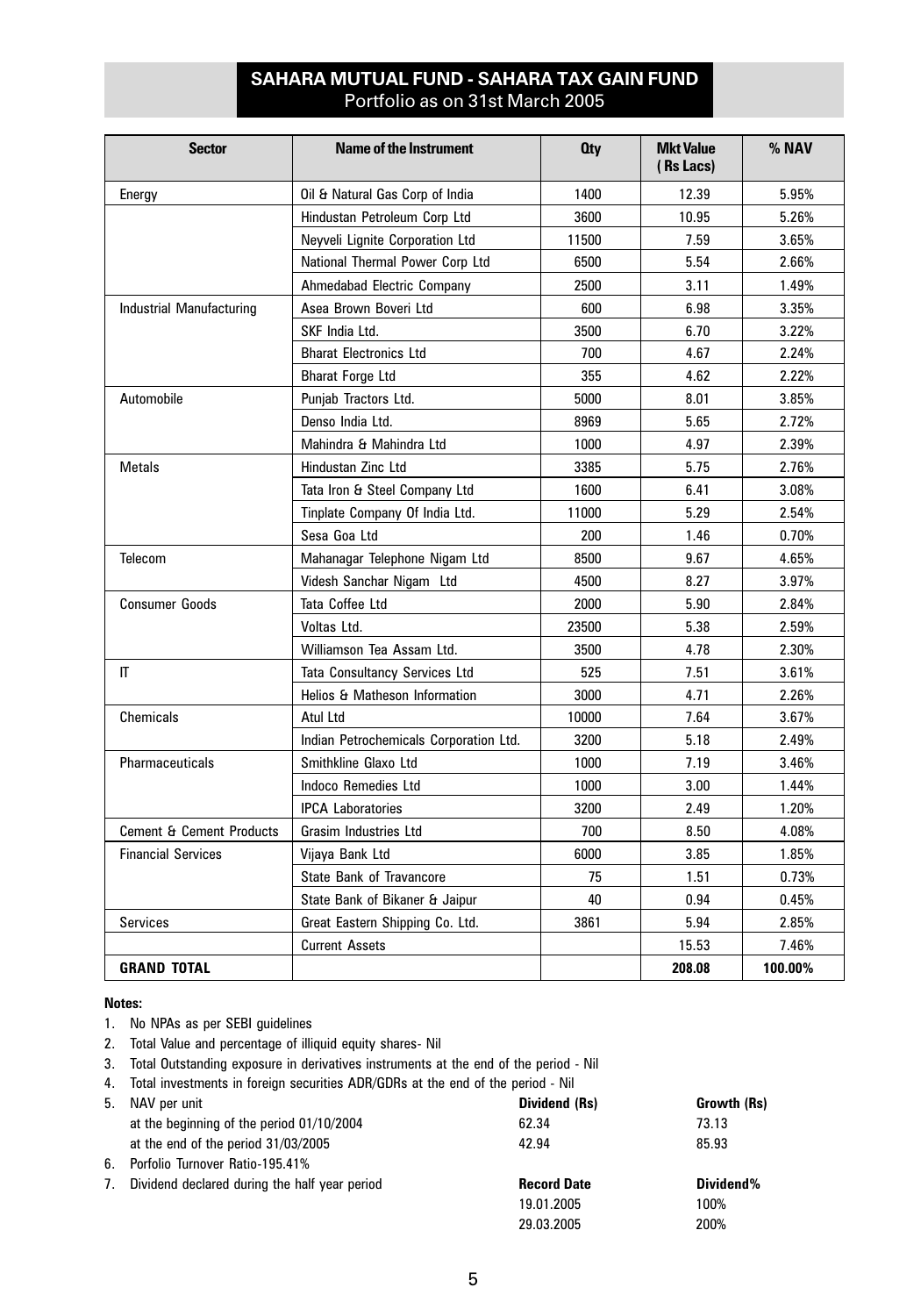# SAHARA MUTUAL FUND - SAHARA TAX GAIN FUND

Portfolio as on 31st March 2005

| Sector | Name of the Instrument | Qty | Mkt Value (Rs Lacs) | % NAV |
|---|---|---|---|---|
| Energy | Oil & Natural Gas Corp of India | 1400 | 12.39 | 5.95% |
| | Hindustan Petroleum Corp Ltd | 3600 | 10.95 | 5.26% |
| | Neyveli Lignite Corporation Ltd | 11500 | 7.59 | 3.65% |
| | National Thermal Power Corp Ltd | 6500 | 5.54 | 2.66% |
| | Ahmedabad Electric Company | 2500 | 3.11 | 1.49% |
| Industrial Manufacturing | Asea Brown Boveri Ltd | 600 | 6.98 | 3.35% |
| | SKF India Ltd. | 3500 | 6.70 | 3.22% |
| | Bharat Electronics Ltd | 700 | 4.67 | 2.24% |
| | Bharat Forge Ltd | 355 | 4.62 | 2.22% |
| Automobile | Punjab Tractors Ltd. | 5000 | 8.01 | 3.85% |
| | Denso India Ltd. | 8969 | 5.65 | 2.72% |
| | Mahindra & Mahindra Ltd | 1000 | 4.97 | 2.39% |
| Metals | Hindustan Zinc Ltd | 3385 | 5.75 | 2.76% |
| | Tata Iron & Steel Company Ltd | 1600 | 6.41 | 3.08% |
| | Tinplate Company Of India Ltd. | 11000 | 5.29 | 2.54% |
| | Sesa Goa Ltd | 200 | 1.46 | 0.70% |
| Telecom | Mahanagar Telephone Nigam Ltd | 8500 | 9.67 | 4.65% |
| | Videsh Sanchar Nigam Ltd | 4500 | 8.27 | 3.97% |
| Consumer Goods | Tata Coffee Ltd | 2000 | 5.90 | 2.84% |
| | Voltas Ltd. | 23500 | 5.38 | 2.59% |
| | Williamson Tea Assam Ltd. | 3500 | 4.78 | 2.30% |
| IT | Tata Consultancy Services Ltd | 525 | 7.51 | 3.61% |
| | Helios & Matheson Information | 3000 | 4.71 | 2.26% |
| Chemicals | Atul Ltd | 10000 | 7.64 | 3.67% |
| | Indian Petrochemicals Corporation Ltd. | 3200 | 5.18 | 2.49% |
| Pharmaceuticals | Smithkline Glaxo Ltd | 1000 | 7.19 | 3.46% |
| | Indoco Remedies Ltd | 1000 | 3.00 | 1.44% |
| | IPCA Laboratories | 3200 | 2.49 | 1.20% |
| Cement & Cement Products | Grasim Industries Ltd | 700 | 8.50 | 4.08% |
| Financial Services | Vijaya Bank Ltd | 6000 | 3.85 | 1.85% |
| | State Bank of Travancore | 75 | 1.51 | 0.73% |
| | State Bank of Bikaner & Jaipur | 40 | 0.94 | 0.45% |
| Services | Great Eastern Shipping Co. Ltd. | 3861 | 5.94 | 2.85% |
| | Current Assets | | 15.53 | 7.46% |
| **GRAND TOTAL** | | | **208.08** | **100.00%** |

**Notes:**

1. No NPAs as per SEBI guidelines
2. Total Value and percentage of illiquid equity shares- Nil
3. Total Outstanding exposure in derivatives instruments at the end of the period - Nil
4. Total investments in foreign securities ADR/GDRs at the end of the period - Nil
5. NAV per unit

| | Dividend (Rs) | Growth (Rs) |
|---|---|---|
| at the beginning of the period 01/10/2004 | 62.34 | 73.13 |
| at the end of the period 31/03/2005 | 42.94 | 85.93 |

6. Porfolio Turnover Ratio-195.41%
7. Dividend declared during the half year period

| Record Date | Dividend% |
|---|---|
| 19.01.2005 | 100% |
| 29.03.2005 | 200% |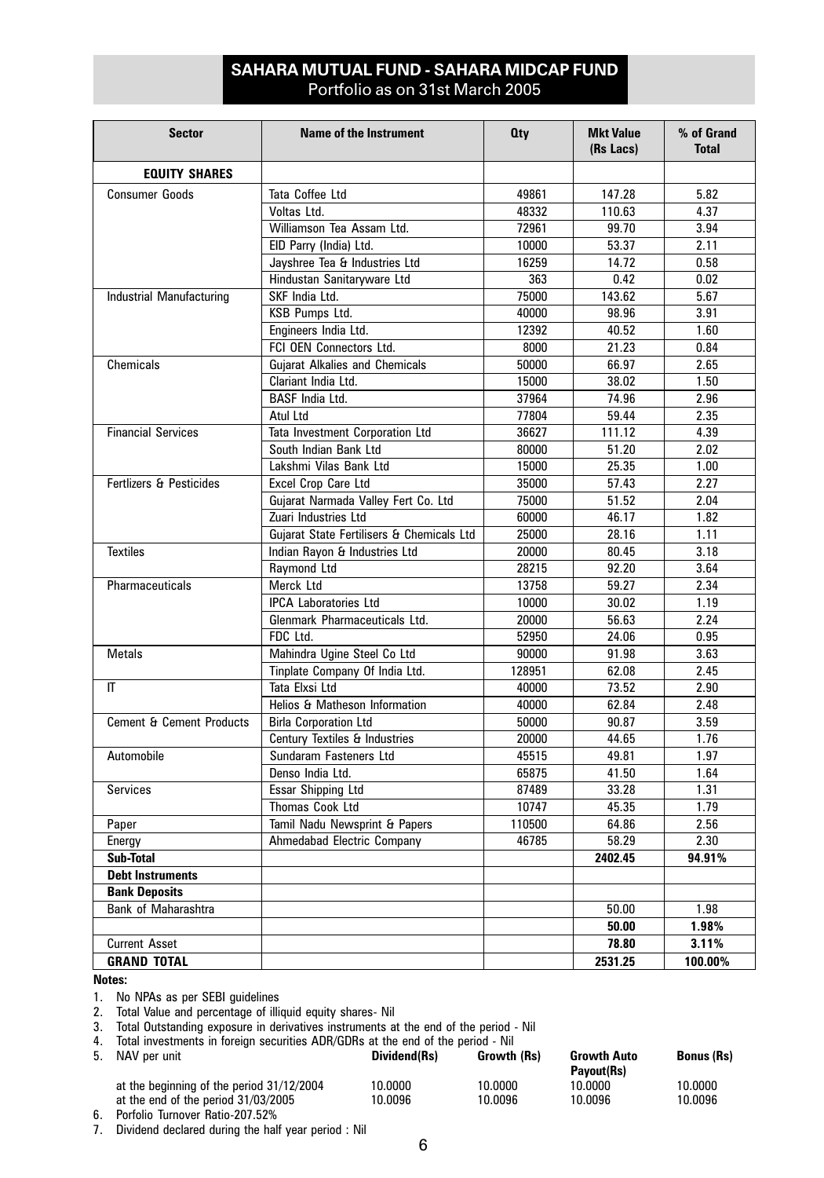## SAHARA MUTUAL FUND - SAHARA MIDCAP FUND
Portfolio as on 31st March 2005

| Sector | Name of the Instrument | Qty | Mkt Value (Rs Lacs) | % of Grand Total |
|---|---|---|---|---|
| **EQUITY SHARES** | | | | |
| Consumer Goods | Tata Coffee Ltd | 49861 | 147.28 | 5.82 |
| | Voltas Ltd. | 48332 | 110.63 | 4.37 |
| | Williamson Tea Assam Ltd. | 72961 | 99.70 | 3.94 |
| | EID Parry (India) Ltd. | 10000 | 53.37 | 2.11 |
| | Jayshree Tea & Industries Ltd | 16259 | 14.72 | 0.58 |
| | Hindustan Sanitaryware Ltd | 363 | 0.42 | 0.02 |
| Industrial Manufacturing | SKF India Ltd. | 75000 | 143.62 | 5.67 |
| | KSB Pumps Ltd. | 40000 | 98.96 | 3.91 |
| | Engineers India Ltd. | 12392 | 40.52 | 1.60 |
| | FCI OEN Connectors Ltd. | 8000 | 21.23 | 0.84 |
| Chemicals | Gujarat Alkalies and Chemicals | 50000 | 66.97 | 2.65 |
| | Clariant India Ltd. | 15000 | 38.02 | 1.50 |
| | BASF India Ltd. | 37964 | 74.96 | 2.96 |
| | Atul Ltd | 77804 | 59.44 | 2.35 |
| Financial Services | Tata Investment Corporation Ltd | 36627 | 111.12 | 4.39 |
| | South Indian Bank Ltd | 80000 | 51.20 | 2.02 |
| | Lakshmi Vilas Bank Ltd | 15000 | 25.35 | 1.00 |
| Fertlizers & Pesticides | Excel Crop Care Ltd | 35000 | 57.43 | 2.27 |
| | Gujarat Narmada Valley Fert Co. Ltd | 75000 | 51.52 | 2.04 |
| | Zuari Industries Ltd | 60000 | 46.17 | 1.82 |
| | Gujarat State Fertilisers & Chemicals Ltd | 25000 | 28.16 | 1.11 |
| Textiles | Indian Rayon & Industries Ltd | 20000 | 80.45 | 3.18 |
| | Raymond Ltd | 28215 | 92.20 | 3.64 |
| Pharmaceuticals | Merck Ltd | 13758 | 59.27 | 2.34 |
| | IPCA Laboratories Ltd | 10000 | 30.02 | 1.19 |
| | Glenmark Pharmaceuticals Ltd. | 20000 | 56.63 | 2.24 |
| | FDC Ltd. | 52950 | 24.06 | 0.95 |
| Metals | Mahindra Ugine Steel Co Ltd | 90000 | 91.98 | 3.63 |
| | Tinplate Company Of India Ltd. | 128951 | 62.08 | 2.45 |
| IT | Tata Elxsi Ltd | 40000 | 73.52 | 2.90 |
| | Helios & Matheson Information | 40000 | 62.84 | 2.48 |
| Cement & Cement Products | Birla Corporation Ltd | 50000 | 90.87 | 3.59 |
| | Century Textiles & Industries | 20000 | 44.65 | 1.76 |
| Automobile | Sundaram Fasteners Ltd | 45515 | 49.81 | 1.97 |
| | Denso India Ltd. | 65875 | 41.50 | 1.64 |
| Services | Essar Shipping Ltd | 87489 | 33.28 | 1.31 |
| | Thomas Cook Ltd | 10747 | 45.35 | 1.79 |
| Paper | Tamil Nadu Newsprint & Papers | 110500 | 64.86 | 2.56 |
| Energy | Ahmedabad Electric Company | 46785 | 58.29 | 2.30 |
| **Sub-Total** | | | **2402.45** | **94.91%** |
| **Debt Instruments** | | | | |
| **Bank Deposits** | | | | |
| Bank of Maharashtra | | | 50.00 | 1.98 |
| | | | **50.00** | **1.98%** |
| Current Asset | | | **78.80** | **3.11%** |
| **GRAND TOTAL** | | | **2531.25** | **100.00%** |

**Notes:**

1. No NPAs as per SEBI guidelines
2. Total Value and percentage of illiquid equity shares- Nil
3. Total Outstanding exposure in derivatives instruments at the end of the period - Nil
4. Total investments in foreign securities ADR/GDRs at the end of the period - Nil
5. NAV per unit

| | Dividend(Rs) | Growth (Rs) | Growth Auto Payout(Rs) | Bonus (Rs) |
|---|---|---|---|---|
| at the beginning of the period 31/12/2004 | 10.0000 | 10.0000 | 10.0000 | 10.0000 |
| at the end of the period 31/03/2005 | 10.0096 | 10.0096 | 10.0096 | 10.0096 |

6. Porfolio Turnover Ratio-207.52%
7. Dividend declared during the half year period : Nil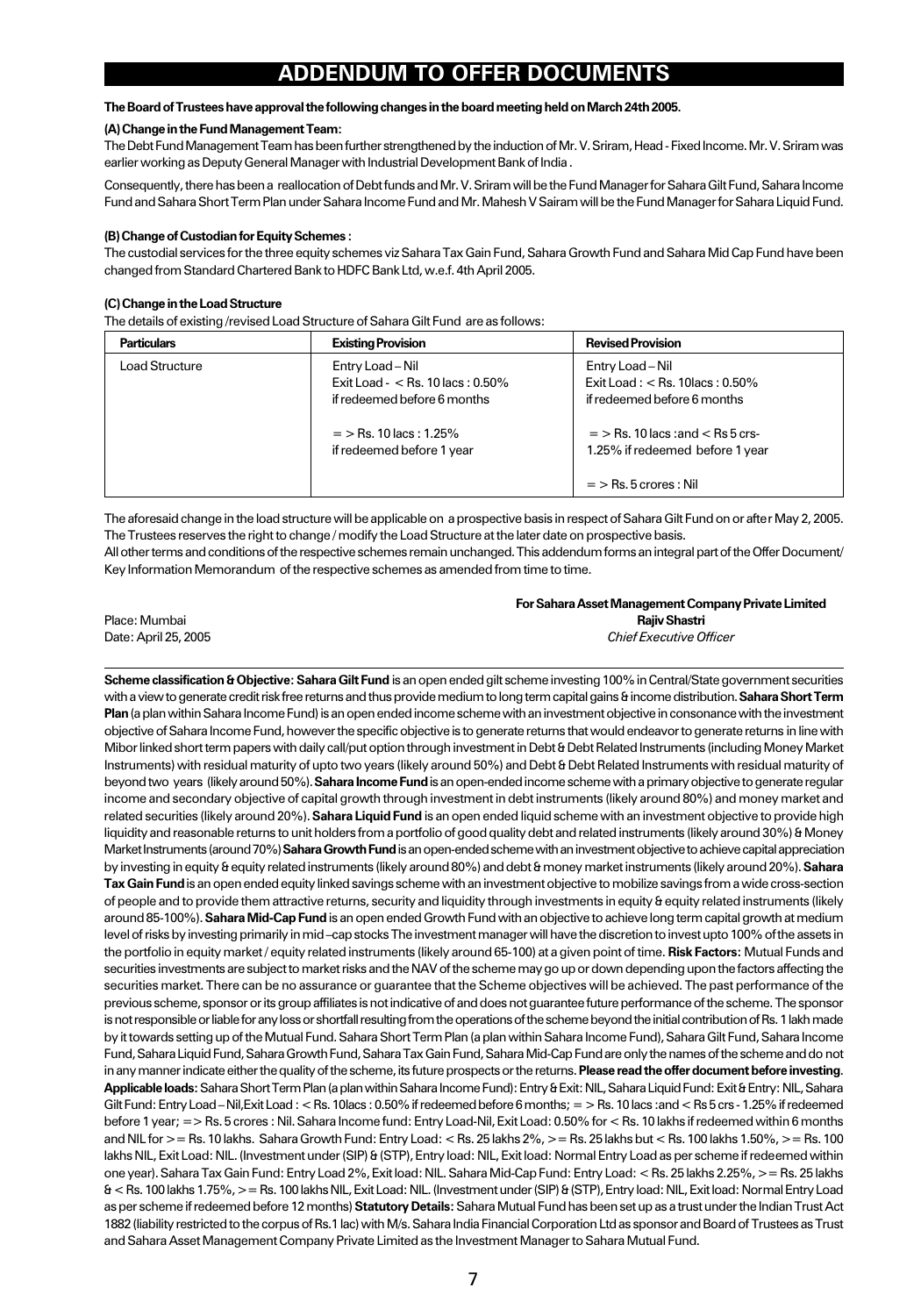# ADDENDUM TO OFFER DOCUMENTS

**The Board of Trustees have approval the following changes in the board meeting held on March 24th 2005.**

**(A) Change in the Fund Management Team:**

The Debt Fund Management Team has been further strengthened by the induction of Mr. V. Sriram, Head - Fixed Income. Mr. V. Sriram was earlier working as Deputy General Manager with Industrial Development Bank of India .

Consequently, there has been a reallocation of Debt funds and Mr. V. Sriram will be the Fund Manager for Sahara Gilt Fund, Sahara Income Fund and Sahara Short Term Plan under Sahara Income Fund and Mr. Mahesh V Sairam will be the Fund Manager for Sahara Liquid Fund.

**(B) Change of Custodian for Equity Schemes :**

The custodial services for the three equity schemes viz Sahara Tax Gain Fund, Sahara Growth Fund and Sahara Mid Cap Fund have been changed from Standard Chartered Bank to HDFC Bank Ltd, w.e.f. 4th April 2005.

**(C) Change in the Load Structure**

The details of existing /revised Load Structure of Sahara Gilt Fund are as follows:

| Particulars | Existing Provision | Revised Provision |
|---|---|---|
| Load Structure | Entry Load – Nil<br>Exit Load - < Rs. 10 lacs : 0.50% if redeemed before 6 months<br><br>= > Rs. 10 lacs : 1.25% if redeemed before 1 year | Entry Load – Nil<br>Exit Load : < Rs. 10lacs : 0.50% if redeemed before 6 months<br><br>= > Rs. 10 lacs :and < Rs 5 crs- 1.25% if redeemed before 1 year<br><br>= > Rs. 5 crores : Nil |

The aforesaid change in the load structure will be applicable on a prospective basis in respect of Sahara Gilt Fund on or after May 2, 2005. The Trustees reserves the right to change / modify the Load Structure at the later date on prospective basis.

All other terms and conditions of the respective schemes remain unchanged. This addendum forms an integral part of the Offer Document/ Key Information Memorandum of the respective schemes as amended from time to time.

**For Sahara Asset Management Company Private Limited**
**Rajiv Shastri**
*Chief Executive Officer*

Place: Mumbai
Date: April 25, 2005

---

**Scheme classification & Objective: Sahara Gilt Fund** is an open ended gilt scheme investing 100% in Central/State government securities with a view to generate credit risk free returns and thus provide medium to long term capital gains & income distribution. **Sahara Short Term Plan** (a plan within Sahara Income Fund) is an open ended income scheme with an investment objective in consonance with the investment objective of Sahara Income Fund, however the specific objective is to generate returns that would endeavor to generate returns in line with Mibor linked short term papers with daily call/put option through investment in Debt & Debt Related Instruments (including Money Market Instruments) with residual maturity of upto two years (likely around 50%) and Debt & Debt Related Instruments with residual maturity of beyond two years (likely around 50%). **Sahara Income Fund** is an open-ended income scheme with a primary objective to generate regular income and secondary objective of capital growth through investment in debt instruments (likely around 80%) and money market and related securities (likely around 20%). **Sahara Liquid Fund** is an open ended liquid scheme with an investment objective to provide high liquidity and reasonable returns to unit holders from a portfolio of good quality debt and related instruments (likely around 30%) & Money Market Instruments (around 70%) **Sahara Growth Fund** is an open-ended scheme with an investment objective to achieve capital appreciation by investing in equity & equity related instruments (likely around 80%) and debt & money market instruments (likely around 20%). **Sahara Tax Gain Fund** is an open ended equity linked savings scheme with an investment objective to mobilize savings from a wide cross-section of people and to provide them attractive returns, security and liquidity through investments in equity & equity related instruments (likely around 85-100%). **Sahara Mid-Cap Fund** is an open ended Growth Fund with an objective to achieve long term capital growth at medium level of risks by investing primarily in mid –cap stocks The investment manager will have the discretion to invest upto 100% of the assets in the portfolio in equity market / equity related instruments (likely around 65-100) at a given point of time. **Risk Factors:** Mutual Funds and securities investments are subject to market risks and the NAV of the scheme may go up or down depending upon the factors affecting the securities market. There can be no assurance or guarantee that the Scheme objectives will be achieved. The past performance of the previous scheme, sponsor or its group affiliates is not indicative of and does not guarantee future performance of the scheme. The sponsor is not responsible or liable for any loss or shortfall resulting from the operations of the scheme beyond the initial contribution of Rs. 1 lakh made by it towards setting up of the Mutual Fund. Sahara Short Term Plan (a plan within Sahara Income Fund), Sahara Gilt Fund, Sahara Income Fund, Sahara Liquid Fund, Sahara Growth Fund, Sahara Tax Gain Fund, Sahara Mid-Cap Fund are only the names of the scheme and do not in any manner indicate either the quality of the scheme, its future prospects or the returns. **Please read the offer document before investing**. **Applicable loads:** Sahara Short Term Plan (a plan within Sahara Income Fund): Entry & Exit: NIL, Sahara Liquid Fund: Exit & Entry: NIL, Sahara Gilt Fund: Entry Load – Nil,Exit Load : < Rs. 10lacs : 0.50% if redeemed before 6 months; = > Rs. 10 lacs :and < Rs 5 crs - 1.25% if redeemed before 1 year; => Rs. 5 crores : Nil. Sahara Income fund: Entry Load-Nil, Exit Load: 0.50% for < Rs. 10 lakhs if redeemed within 6 months and NIL for >= Rs. 10 lakhs. Sahara Growth Fund: Entry Load: < Rs. 25 lakhs 2%, >= Rs. 25 lakhs but < Rs. 100 lakhs 1.50%, >= Rs. 100 lakhs NIL, Exit Load: NIL. (Investment under (SIP) & (STP), Entry load: NIL, Exit load: Normal Entry Load as per scheme if redeemed within one year). Sahara Tax Gain Fund: Entry Load 2%, Exit load: NIL. Sahara Mid-Cap Fund: Entry Load: < Rs. 25 lakhs 2.25%, >= Rs. 25 lakhs & < Rs. 100 lakhs 1.75%, >= Rs. 100 lakhs NIL, Exit Load: NIL. (Investment under (SIP) & (STP), Entry load: NIL, Exit load: Normal Entry Load as per scheme if redeemed before 12 months) **Statutory Details**: Sahara Mutual Fund has been set up as a trust under the Indian Trust Act 1882 (liability restricted to the corpus of Rs.1 lac) with M/s. Sahara India Financial Corporation Ltd as sponsor and Board of Trustees as Trust and Sahara Asset Management Company Private Limited as the Investment Manager to Sahara Mutual Fund.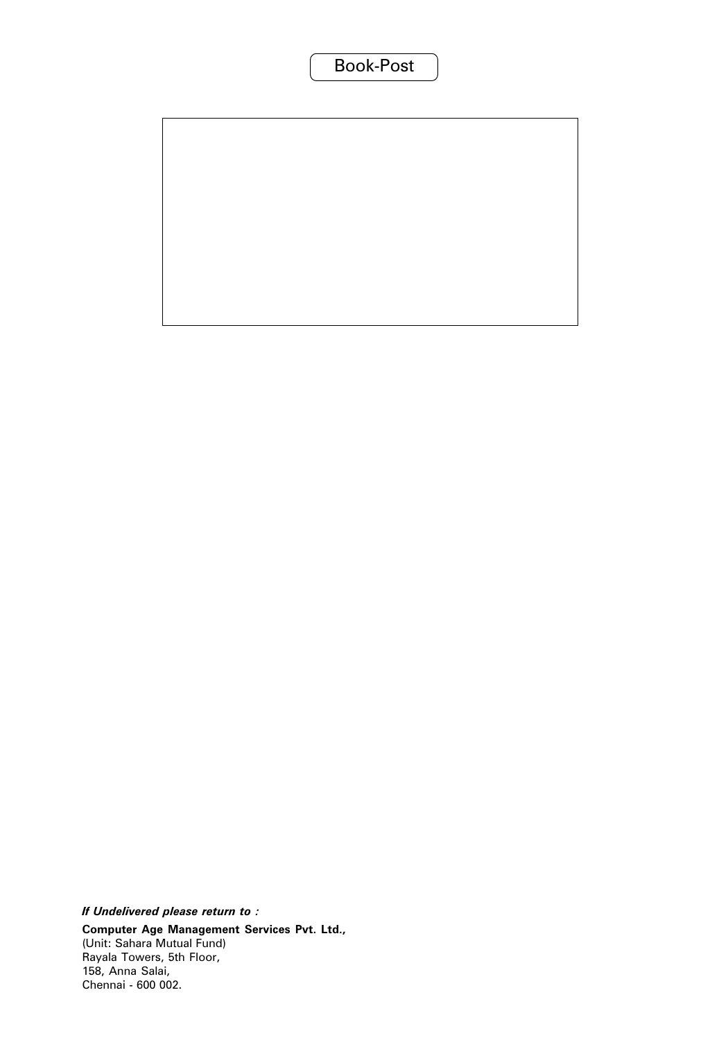Book-Post

***If Undelivered please return to :***

**Computer Age Management Services Pvt. Ltd.,**
(Unit: Sahara Mutual Fund)
Rayala Towers, 5th Floor,
158, Anna Salai,
Chennai - 600 002.